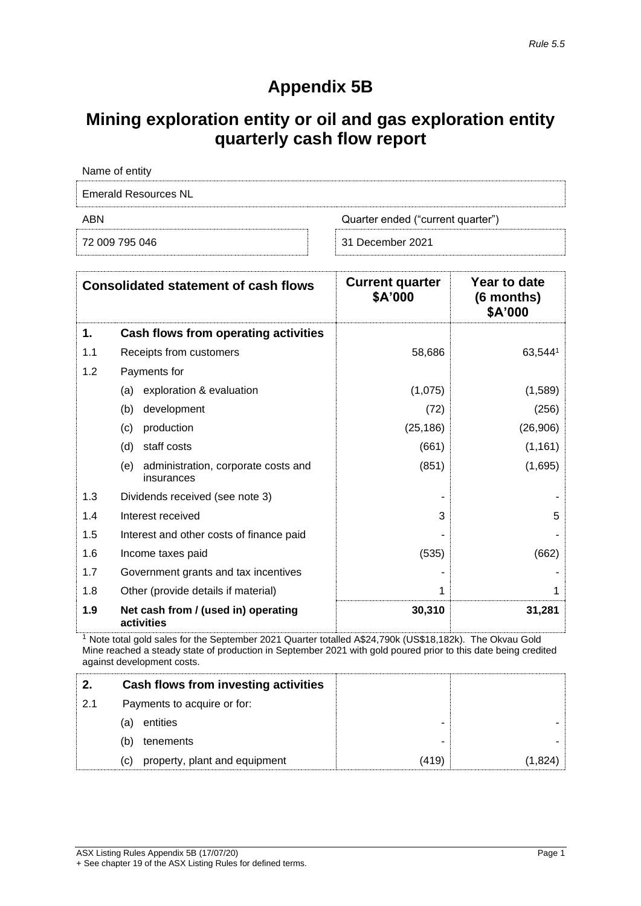*Rule 5.5*

# Appendix 5B

# Mining exploration entity or oil and gas exploration entity quarterly cash flow report

| Name of entity | |
|---|---|
| Emerald Resources NL | |
| **ABN** | **Quarter ended ("current quarter")** |
| 72 009 795 046 | 31 December 2021 |

| | Consolidated statement of cash flows | Current quarter $A'000 | Year to date (6 months) $A'000 |
|---|---|---|---|
| **1.** | **Cash flows from operating activities** | | |
| 1.1 | Receipts from customers | 58,686 | 63,544[1] |
| 1.2 | Payments for | | |
| | (a) exploration & evaluation | (1,075) | (1,589) |
| | (b) development | (72) | (256) |
| | (c) production | (25,186) | (26,906) |
| | (d) staff costs | (661) | (1,161) |
| | (e) administration, corporate costs and insurances | (851) | (1,695) |
| 1.3 | Dividends received (see note 3) | - | - |
| 1.4 | Interest received | 3 | 5 |
| 1.5 | Interest and other costs of finance paid | - | - |
| 1.6 | Income taxes paid | (535) | (662) |
| 1.7 | Government grants and tax incentives | - | - |
| 1.8 | Other (provide details if material) | 1 | 1 |
| **1.9** | **Net cash from / (used in) operating activities** | **30,310** | **31,281** |

[1] Note total gold sales for the September 2021 Quarter totalled A$24,790k (US$18,182k). The Okvau Gold Mine reached a steady state of production in September 2021 with gold poured prior to this date being credited against development costs.

| | | | |
|---|---|---|---|
| **2.** | **Cash flows from investing activities** | | |
| 2.1 | Payments to acquire or for: | | |
| | (a) entities | - | - |
| | (b) tenements | - | - |
| | (c) property, plant and equipment | (419) | (1,824) |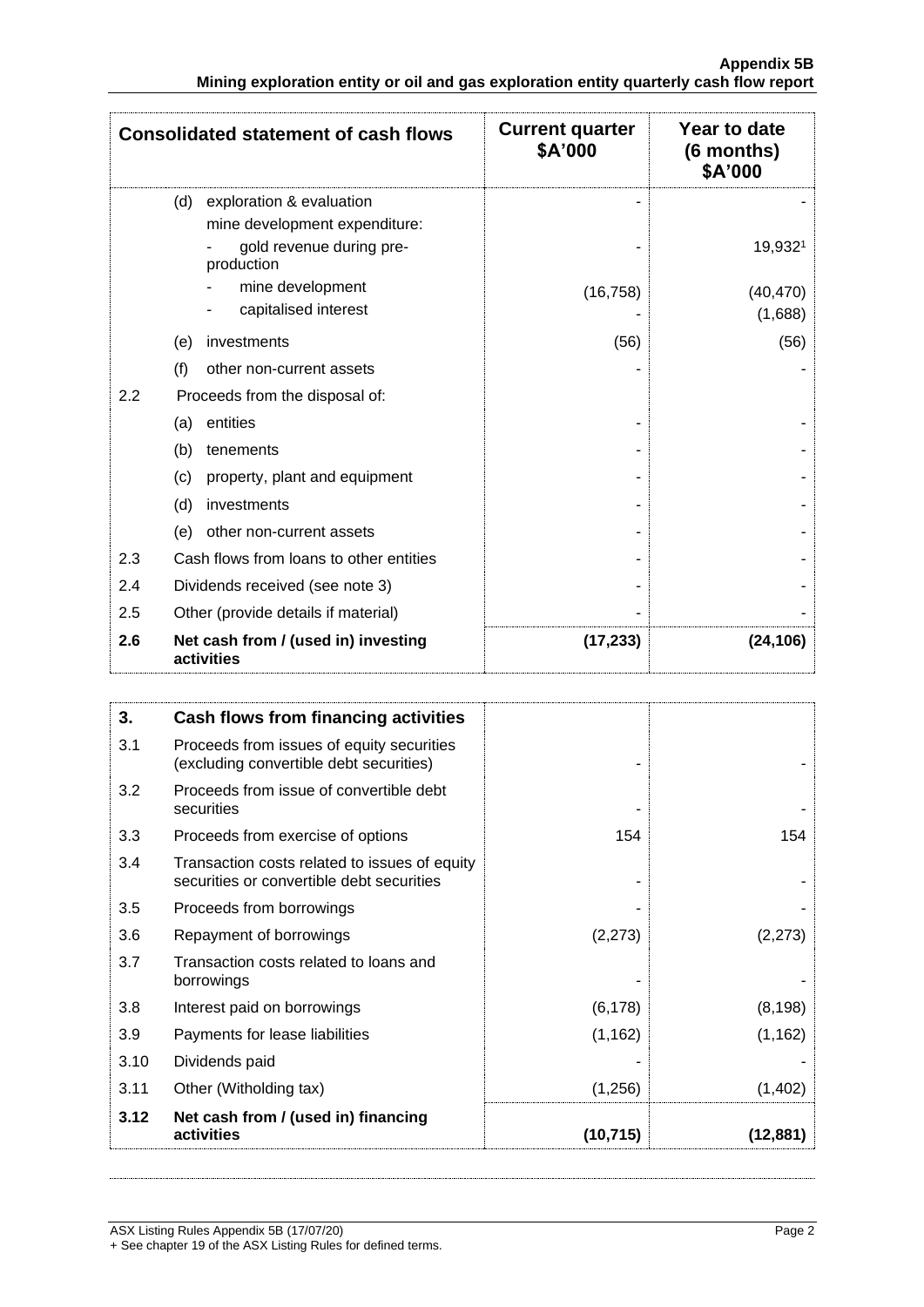| Consolidated statement of cash flows | | Current quarter $A'000 | Year to date (6 months) $A'000 |
|---|---|---|---|
| | (d) exploration & evaluation | - | - |
| | mine development expenditure: | | |
| | - gold revenue during pre-production | - | 19,932[1] |
| | - mine development | (16,758) | (40,470) |
| | - capitalised interest | - | (1,688) |
| | (e) investments | (56) | (56) |
| | (f) other non-current assets | - | - |
| 2.2 | Proceeds from the disposal of: | | |
| | (a) entities | - | - |
| | (b) tenements | - | - |
| | (c) property, plant and equipment | - | - |
| | (d) investments | - | - |
| | (e) other non-current assets | - | - |
| 2.3 | Cash flows from loans to other entities | - | - |
| 2.4 | Dividends received (see note 3) | - | - |
| 2.5 | Other (provide details if material) | - | - |
| **2.6** | **Net cash from / (used in) investing activities** | **(17,233)** | **(24,106)** |

| **3.** | **Cash flows from financing activities** | | |
|---|---|---|---|
| 3.1 | Proceeds from issues of equity securities (excluding convertible debt securities) | - | - |
| 3.2 | Proceeds from issue of convertible debt securities | - | - |
| 3.3 | Proceeds from exercise of options | 154 | 154 |
| 3.4 | Transaction costs related to issues of equity securities or convertible debt securities | - | - |
| 3.5 | Proceeds from borrowings | - | - |
| 3.6 | Repayment of borrowings | (2,273) | (2,273) |
| 3.7 | Transaction costs related to loans and borrowings | - | - |
| 3.8 | Interest paid on borrowings | (6,178) | (8,198) |
| 3.9 | Payments for lease liabilities | (1,162) | (1,162) |
| 3.10 | Dividends paid | - | - |
| 3.11 | Other (Witholding tax) | (1,256) | (1,402) |
| **3.12** | **Net cash from / (used in) financing activities** | **(10,715)** | **(12,881)** |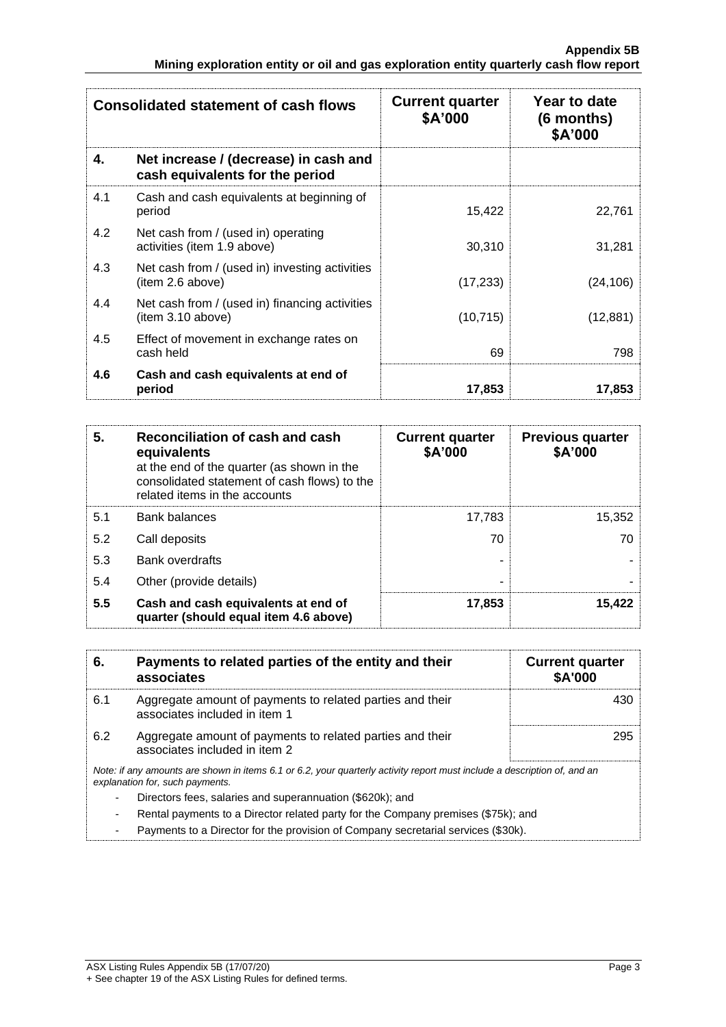| Consolidated statement of cash flows | | Current quarter $A'000 | Year to date (6 months) $A'000 |
|---|---|---|---|
| **4.** | **Net increase / (decrease) in cash and cash equivalents for the period** | | |
| 4.1 | Cash and cash equivalents at beginning of period | 15,422 | 22,761 |
| 4.2 | Net cash from / (used in) operating activities (item 1.9 above) | 30,310 | 31,281 |
| 4.3 | Net cash from / (used in) investing activities (item 2.6 above) | (17,233) | (24,106) |
| 4.4 | Net cash from / (used in) financing activities (item 3.10 above) | (10,715) | (12,881) |
| 4.5 | Effect of movement in exchange rates on cash held | 69 | 798 |
| **4.6** | **Cash and cash equivalents at end of period** | **17,853** | **17,853** |

| **5.** | **Reconciliation of cash and cash equivalents** at the end of the quarter (as shown in the consolidated statement of cash flows) to the related items in the accounts | Current quarter $A'000 | Previous quarter $A'000 |
|---|---|---|---|
| 5.1 | Bank balances | 17,783 | 15,352 |
| 5.2 | Call deposits | 70 | 70 |
| 5.3 | Bank overdrafts | - | - |
| 5.4 | Other (provide details) | - | - |
| **5.5** | **Cash and cash equivalents at end of quarter (should equal item 4.6 above)** | **17,853** | **15,422** |

| **6.** | **Payments to related parties of the entity and their associates** | Current quarter $A'000 |
|---|---|---|
| 6.1 | Aggregate amount of payments to related parties and their associates included in item 1 | 430 |
| 6.2 | Aggregate amount of payments to related parties and their associates included in item 2 | 295 |

*Note: if any amounts are shown in items 6.1 or 6.2, your quarterly activity report must include a description of, and an explanation for, such payments.*

- Directors fees, salaries and superannuation ($620k); and
- Rental payments to a Director related party for the Company premises ($75k); and
- Payments to a Director for the provision of Company secretarial services ($30k).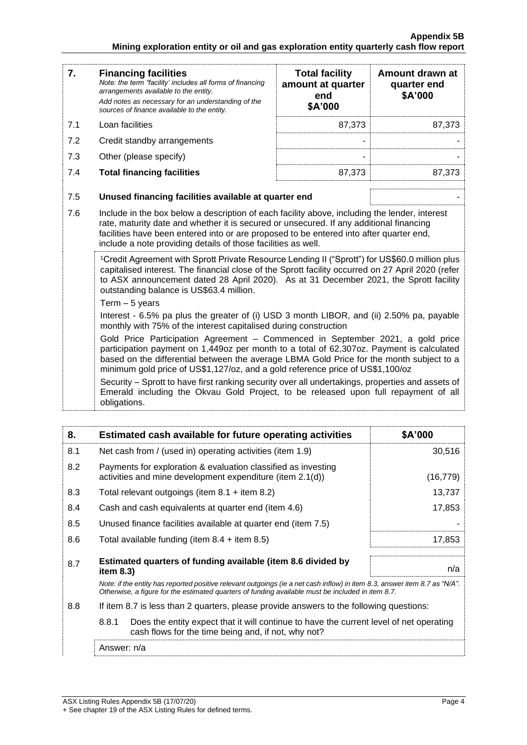| 7. | **Financing facilities** *Note: the term "facility' includes all forms of financing arrangements available to the entity.* *Add notes as necessary for an understanding of the sources of finance available to the entity.* | **Total facility amount at quarter end $A'000** | **Amount drawn at quarter end $A'000** |
|---|---|---|---|
| 7.1 | Loan facilities | 87,373 | 87,373 |
| 7.2 | Credit standby arrangements | - | - |
| 7.3 | Other (please specify) | - | - |
| 7.4 | **Total financing facilities** | 87,373 | 87,373 |

| 7.5 | **Unused financing facilities available at quarter end** | - |
|---|---|---|

7.6 Include in the box below a description of each facility above, including the lender, interest rate, maturity date and whether it is secured or unsecured. If any additional financing facilities have been entered into or are proposed to be entered into after quarter end, include a note providing details of those facilities as well.

[1]Credit Agreement with Sprott Private Resource Lending II ("Sprott") for US$60.0 million plus capitalised interest. The financial close of the Sprott facility occurred on 27 April 2020 (refer to ASX announcement dated 28 April 2020). As at 31 December 2021, the Sprott facility outstanding balance is US$63.4 million.

Term – 5 years

Interest - 6.5% pa plus the greater of (i) USD 3 month LIBOR, and (ii) 2.50% pa, payable monthly with 75% of the interest capitalised during construction

Gold Price Participation Agreement – Commenced in September 2021, a gold price participation payment on 1,449oz per month to a total of 62,307oz. Payment is calculated based on the differential between the average LBMA Gold Price for the month subject to a minimum gold price of US$1,127/oz, and a gold reference price of US$1,100/oz

Security – Sprott to have first ranking security over all undertakings, properties and assets of Emerald including the Okvau Gold Project, to be released upon full repayment of all obligations.

| 8. | **Estimated cash available for future operating activities** | **$A'000** |
|---|---|---|
| 8.1 | Net cash from / (used in) operating activities (item 1.9) | 30,516 |
| 8.2 | Payments for exploration & evaluation classified as investing activities and mine development expenditure (item 2.1(d)) | (16,779) |
| 8.3 | Total relevant outgoings (item 8.1 + item 8.2) | 13,737 |
| 8.4 | Cash and cash equivalents at quarter end (item 4.6) | 17,853 |
| 8.5 | Unused finance facilities available at quarter end (item 7.5) | - |
| 8.6 | Total available funding (item 8.4 + item 8.5) | 17,853 |
| 8.7 | **Estimated quarters of funding available (item 8.6 divided by item 8.3)** | n/a |

*Note: if the entity has reported positive relevant outgoings (ie a net cash inflow) in item 8.3, answer item 8.7 as "N/A". Otherwise, a figure for the estimated quarters of funding available must be included in item 8.7.*

8.8 If item 8.7 is less than 2 quarters, please provide answers to the following questions:

8.8.1 Does the entity expect that it will continue to have the current level of net operating cash flows for the time being and, if not, why not?

Answer: n/a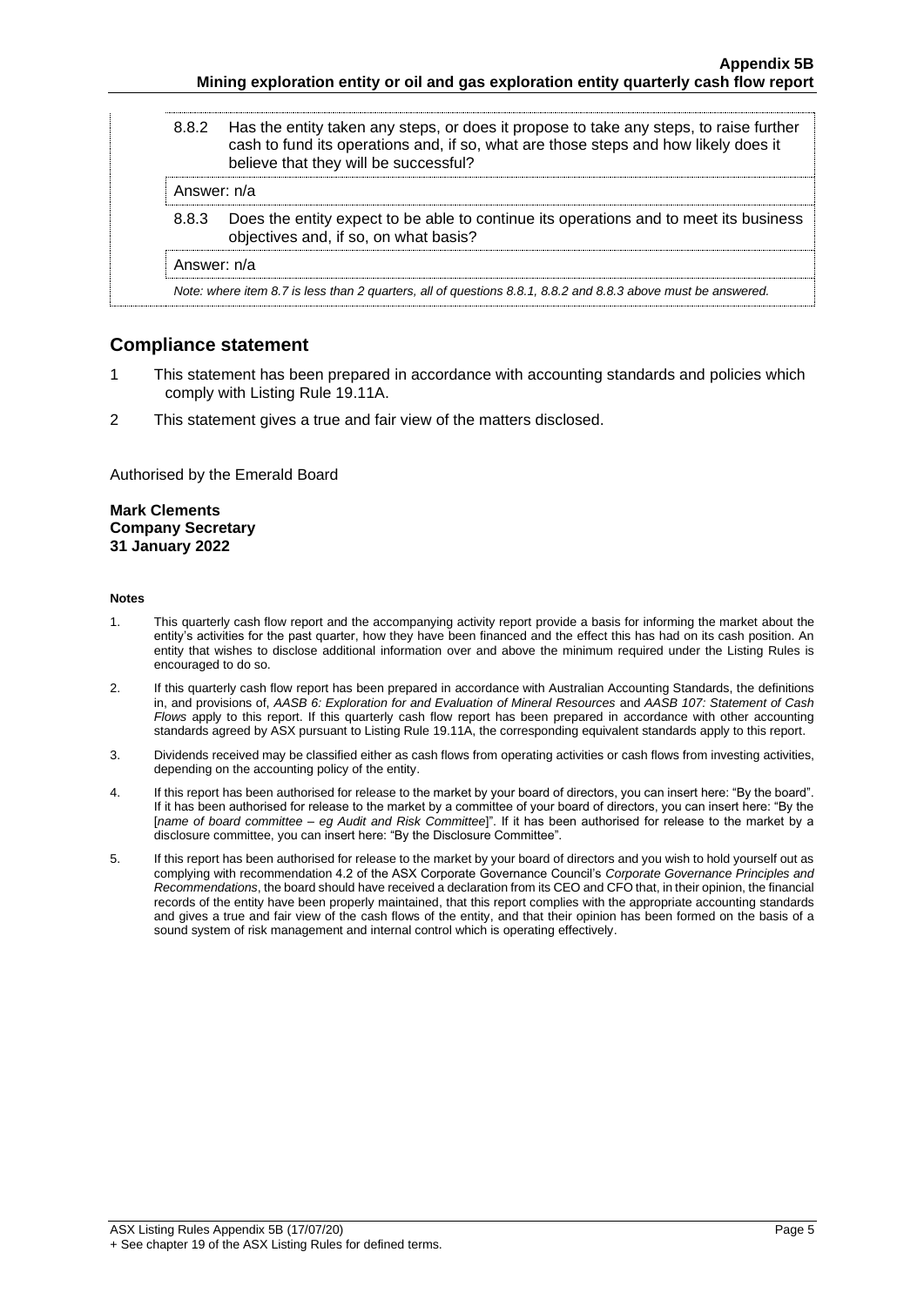| | |
|---|---|
| 8.8.2 | Has the entity taken any steps, or does it propose to take any steps, to raise further cash to fund its operations and, if so, what are those steps and how likely does it believe that they will be successful? |
| Answer: n/a | |
| 8.8.3 | Does the entity expect to be able to continue its operations and to meet its business objectives and, if so, on what basis? |
| Answer: n/a | |
| *Note: where item 8.7 is less than 2 quarters, all of questions 8.8.1, 8.8.2 and 8.8.3 above must be answered.* | |

## Compliance statement

1. This statement has been prepared in accordance with accounting standards and policies which comply with Listing Rule 19.11A.
2. This statement gives a true and fair view of the matters disclosed.

Authorised by the Emerald Board

**Mark Clements**
**Company Secretary**
**31 January 2022**

#### Notes

1. This quarterly cash flow report and the accompanying activity report provide a basis for informing the market about the entity's activities for the past quarter, how they have been financed and the effect this has had on its cash position. An entity that wishes to disclose additional information over and above the minimum required under the Listing Rules is encouraged to do so.
2. If this quarterly cash flow report has been prepared in accordance with Australian Accounting Standards, the definitions in, and provisions of, *AASB 6: Exploration for and Evaluation of Mineral Resources* and *AASB 107: Statement of Cash Flows* apply to this report. If this quarterly cash flow report has been prepared in accordance with other accounting standards agreed by ASX pursuant to Listing Rule 19.11A, the corresponding equivalent standards apply to this report.
3. Dividends received may be classified either as cash flows from operating activities or cash flows from investing activities, depending on the accounting policy of the entity.
4. If this report has been authorised for release to the market by your board of directors, you can insert here: "By the board". If it has been authorised for release to the market by a committee of your board of directors, you can insert here: "By the [*name of board committee – eg Audit and Risk Committee*]". If it has been authorised for release to the market by a disclosure committee, you can insert here: "By the Disclosure Committee".
5. If this report has been authorised for release to the market by your board of directors and you wish to hold yourself out as complying with recommendation 4.2 of the ASX Corporate Governance Council's *Corporate Governance Principles and Recommendations*, the board should have received a declaration from its CEO and CFO that, in their opinion, the financial records of the entity have been properly maintained, that this report complies with the appropriate accounting standards and gives a true and fair view of the cash flows of the entity, and that their opinion has been formed on the basis of a sound system of risk management and internal control which is operating effectively.